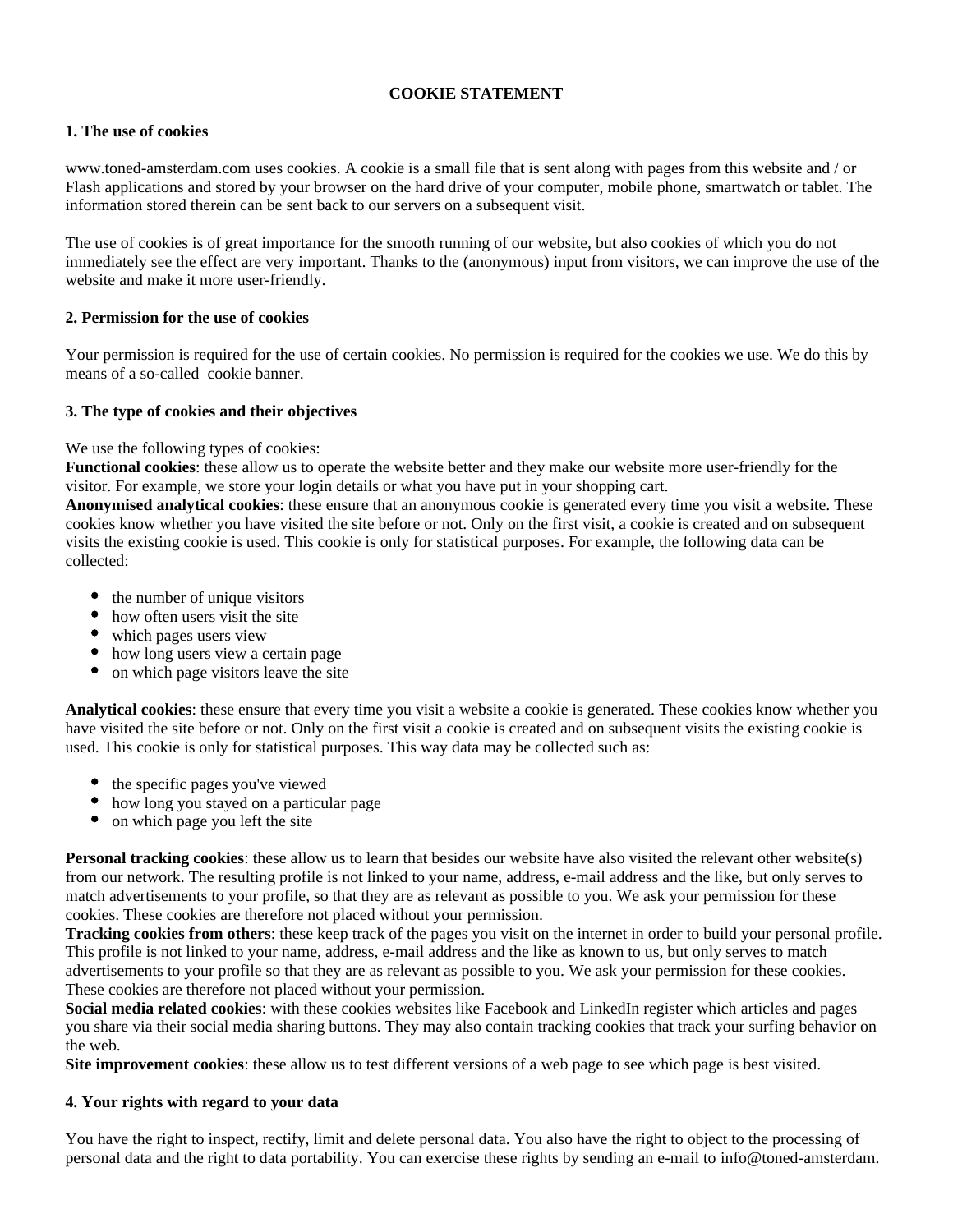# COOKIE STATEMENT

## 1. The use of cookies

www.toned-amsterdam.com uses cookies. A cookie is a small file that is sent along with pages from this website and / or Flash applications and stored by your browser on the hard drive of your computer, mobile phone, smartwatch or tablet. The information stored therein can be sent back to our servers on a subsequent visit.

The use of cookies is of great importance for the smooth running of our website, but also cookies of which you do not immediately see the effect are very important. Thanks to the (anonymous) input from visitors, we can improve the use of the website and make it more user-friendly.

## 2. Permission for the use of cookies

Your permission is required for the use of certain cookies. No permission is required for the cookies we use. We do this by means of a so-called  cookie banner.

## 3. The type of cookies and their objectives

We use the following types of cookies:
**Functional cookies**: these allow us to operate the website better and they make our website more user-friendly for the visitor. For example, we store your login details or what you have put in your shopping cart.
**Anonymised analytical cookies**: these ensure that an anonymous cookie is generated every time you visit a website. These cookies know whether you have visited the site before or not. Only on the first visit, a cookie is created and on subsequent visits the existing cookie is used. This cookie is only for statistical purposes. For example, the following data can be collected:

- the number of unique visitors
- how often users visit the site
- which pages users view
- how long users view a certain page
- on which page visitors leave the site

**Analytical cookies**: these ensure that every time you visit a website a cookie is generated. These cookies know whether you have visited the site before or not. Only on the first visit a cookie is created and on subsequent visits the existing cookie is used. This cookie is only for statistical purposes. This way data may be collected such as:

- the specific pages you've viewed
- how long you stayed on a particular page
- on which page you left the site

**Personal tracking cookies**: these allow us to learn that besides our website have also visited the relevant other website(s) from our network. The resulting profile is not linked to your name, address, e-mail address and the like, but only serves to match advertisements to your profile, so that they are as relevant as possible to you. We ask your permission for these cookies. These cookies are therefore not placed without your permission.
**Tracking cookies from others**: these keep track of the pages you visit on the internet in order to build your personal profile. This profile is not linked to your name, address, e-mail address and the like as known to us, but only serves to match advertisements to your profile so that they are as relevant as possible to you. We ask your permission for these cookies. These cookies are therefore not placed without your permission.
**Social media related cookies**: with these cookies websites like Facebook and LinkedIn register which articles and pages you share via their social media sharing buttons. They may also contain tracking cookies that track your surfing behavior on the web.
**Site improvement cookies**: these allow us to test different versions of a web page to see which page is best visited.

## 4. Your rights with regard to your data

You have the right to inspect, rectify, limit and delete personal data. You also have the right to object to the processing of personal data and the right to data portability. You can exercise these rights by sending an e-mail to info@toned-amsterdam.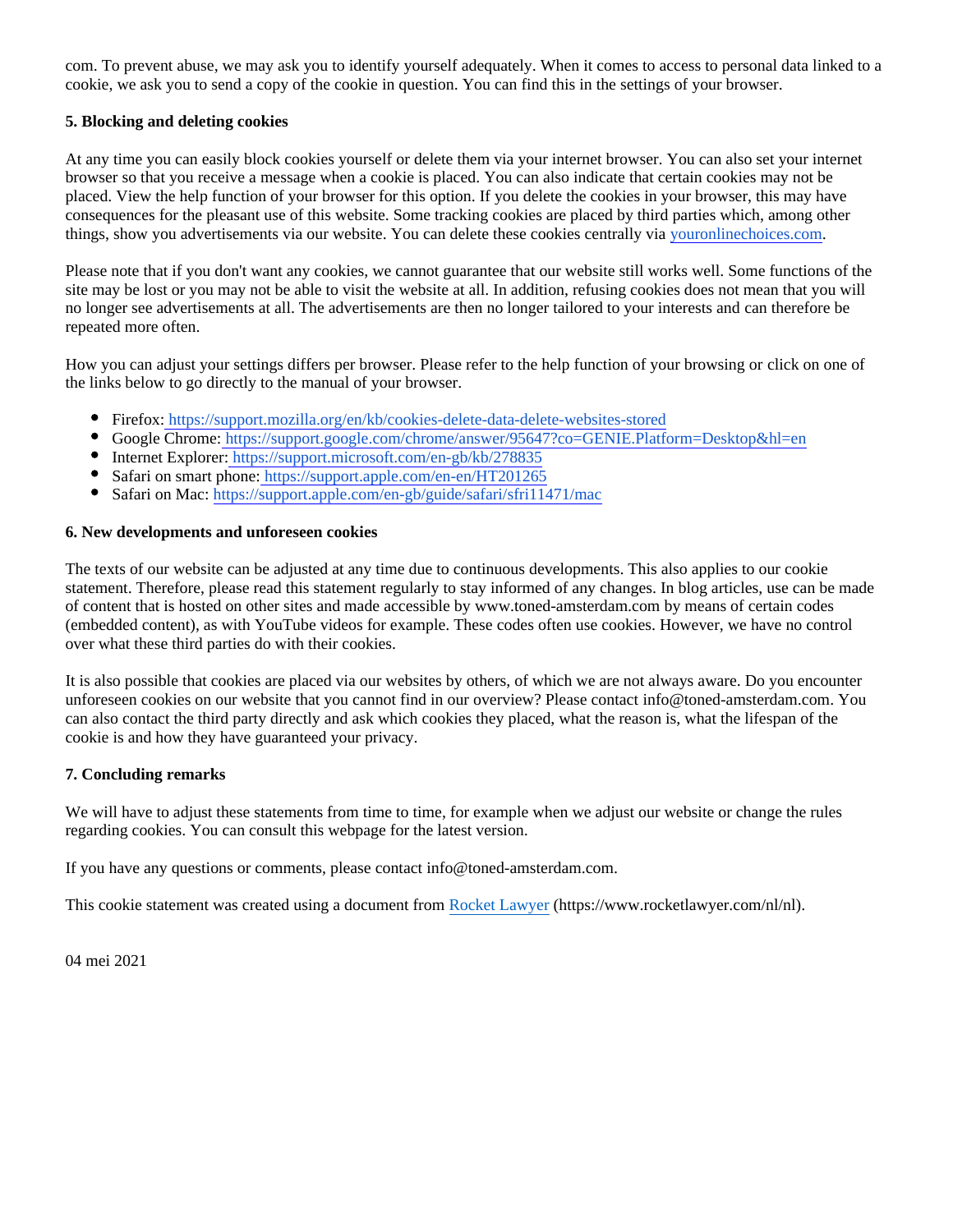com. To prevent abuse, we may ask you to identify yourself adequately. When it comes to access to personal data linked to a cookie, we ask you to send a copy of the cookie in question. You can find this in the settings of your browser.

**5. Blocking and deleting cookies**

At any time you can easily block cookies yourself or delete them via your internet browser. You can also set your internet browser so that you receive a message when a cookie is placed. You can also indicate that certain cookies may not be placed. View the help function of your browser for this option. If you delete the cookies in your browser, this may have consequences for the pleasant use of this website. Some tracking cookies are placed by third parties which, among other things, show you advertisements via our website. You can delete these cookies centrally via youronlinechoices.com.

Please note that if you don't want any cookies, we cannot guarantee that our website still works well. Some functions of the site may be lost or you may not be able to visit the website at all. In addition, refusing cookies does not mean that you will no longer see advertisements at all. The advertisements are then no longer tailored to your interests and can therefore be repeated more often.

How you can adjust your settings differs per browser. Please refer to the help function of your browsing or click on one of the links below to go directly to the manual of your browser.

- Firefox: https://support.mozilla.org/en/kb/cookies-delete-data-delete-websites-stored
- Google Chrome: https://support.google.com/chrome/answer/95647?co=GENIE.Platform=Desktop&hl=en
- Internet Explorer: https://support.microsoft.com/en-gb/kb/278835
- Safari on smart phone: https://support.apple.com/en-en/HT201265
- Safari on Mac: https://support.apple.com/en-gb/guide/safari/sfri11471/mac

**6. New developments and unforeseen cookies**

The texts of our website can be adjusted at any time due to continuous developments. This also applies to our cookie statement. Therefore, please read this statement regularly to stay informed of any changes. In blog articles, use can be made of content that is hosted on other sites and made accessible by www.toned-amsterdam.com by means of certain codes (embedded content), as with YouTube videos for example. These codes often use cookies. However, we have no control over what these third parties do with their cookies.

It is also possible that cookies are placed via our websites by others, of which we are not always aware. Do you encounter unforeseen cookies on our website that you cannot find in our overview? Please contact info@toned-amsterdam.com. You can also contact the third party directly and ask which cookies they placed, what the reason is, what the lifespan of the cookie is and how they have guaranteed your privacy.

**7. Concluding remarks**

We will have to adjust these statements from time to time, for example when we adjust our website or change the rules regarding cookies. You can consult this webpage for the latest version.

If you have any questions or comments, please contact info@toned-amsterdam.com.

This cookie statement was created using a document from Rocket Lawyer (https://www.rocketlawyer.com/nl/nl).

04 mei 2021